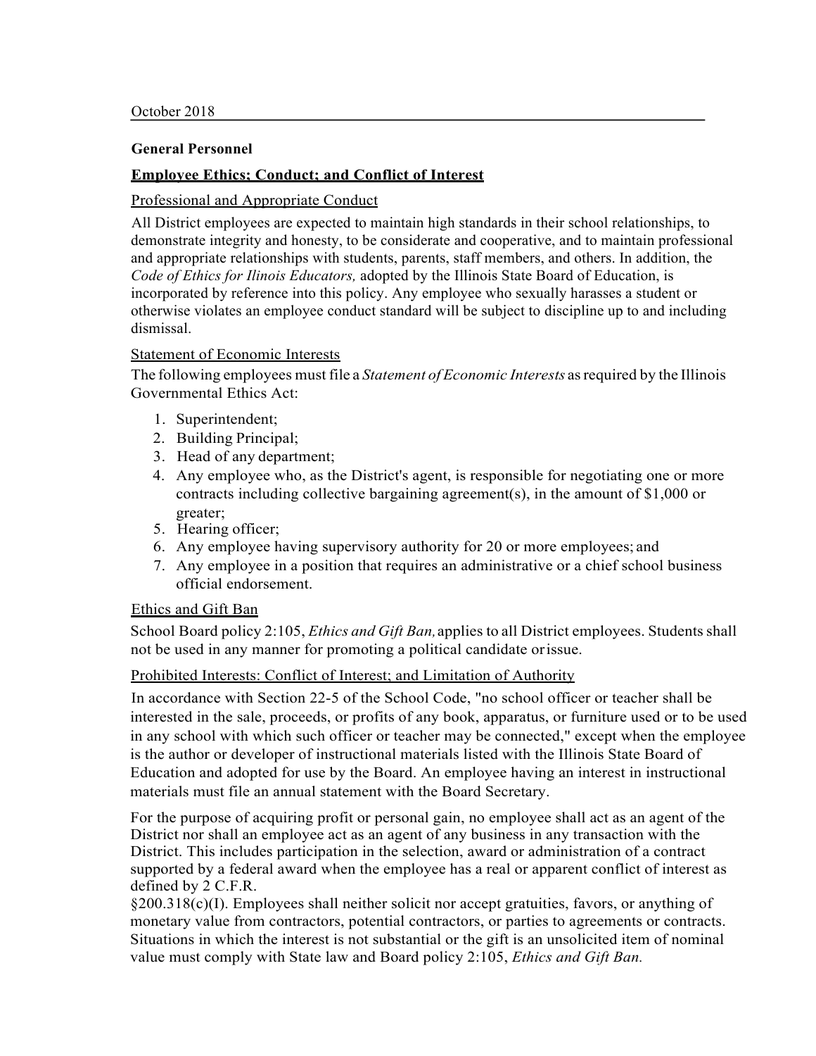October 2018

**General Personnel**

**<u>Employee Ethics; Conduct; and Conflict of Interest</u>**

<u>Professional and Appropriate Conduct</u>

All District employees are expected to maintain high standards in their school relationships, to demonstrate integrity and honesty, to be considerate and cooperative, and to maintain professional and appropriate relationships with students, parents, staff members, and others. In addition, the *Code of Ethics for Ilinois Educators,* adopted by the Illinois State Board of Education, is incorporated by reference into this policy. Any employee who sexually harasses a student or otherwise violates an employee conduct standard will be subject to discipline up to and including dismissal.

<u>Statement of Economic Interests</u>

The following employees must file a *Statement of Economic Interests* as required by the Illinois Governmental Ethics Act:

1. Superintendent;
2. Building Principal;
3. Head of any department;
4. Any employee who, as the District's agent, is responsible for negotiating one or more contracts including collective bargaining agreement(s), in the amount of $1,000 or greater;
5. Hearing officer;
6. Any employee having supervisory authority for 20 or more employees; and
7. Any employee in a position that requires an administrative or a chief school business official endorsement.

<u>Ethics and Gift Ban</u>

School Board policy 2:105, *Ethics and Gift Ban,* applies to all District employees. Students shall not be used in any manner for promoting a political candidate or issue.

<u>Prohibited Interests: Conflict of Interest; and Limitation of Authority</u>

In accordance with Section 22-5 of the School Code, "no school officer or teacher shall be interested in the sale, proceeds, or profits of any book, apparatus, or furniture used or to be used in any school with which such officer or teacher may be connected," except when the employee is the author or developer of instructional materials listed with the Illinois State Board of Education and adopted for use by the Board. An employee having an interest in instructional materials must file an annual statement with the Board Secretary.

For the purpose of acquiring profit or personal gain, no employee shall act as an agent of the District nor shall an employee act as an agent of any business in any transaction with the District. This includes participation in the selection, award or administration of a contract supported by a federal award when the employee has a real or apparent conflict of interest as defined by 2 C.F.R. §200.318(c)(I). Employees shall neither solicit nor accept gratuities, favors, or anything of monetary value from contractors, potential contractors, or parties to agreements or contracts. Situations in which the interest is not substantial or the gift is an unsolicited item of nominal value must comply with State law and Board policy 2:105, *Ethics and Gift Ban.*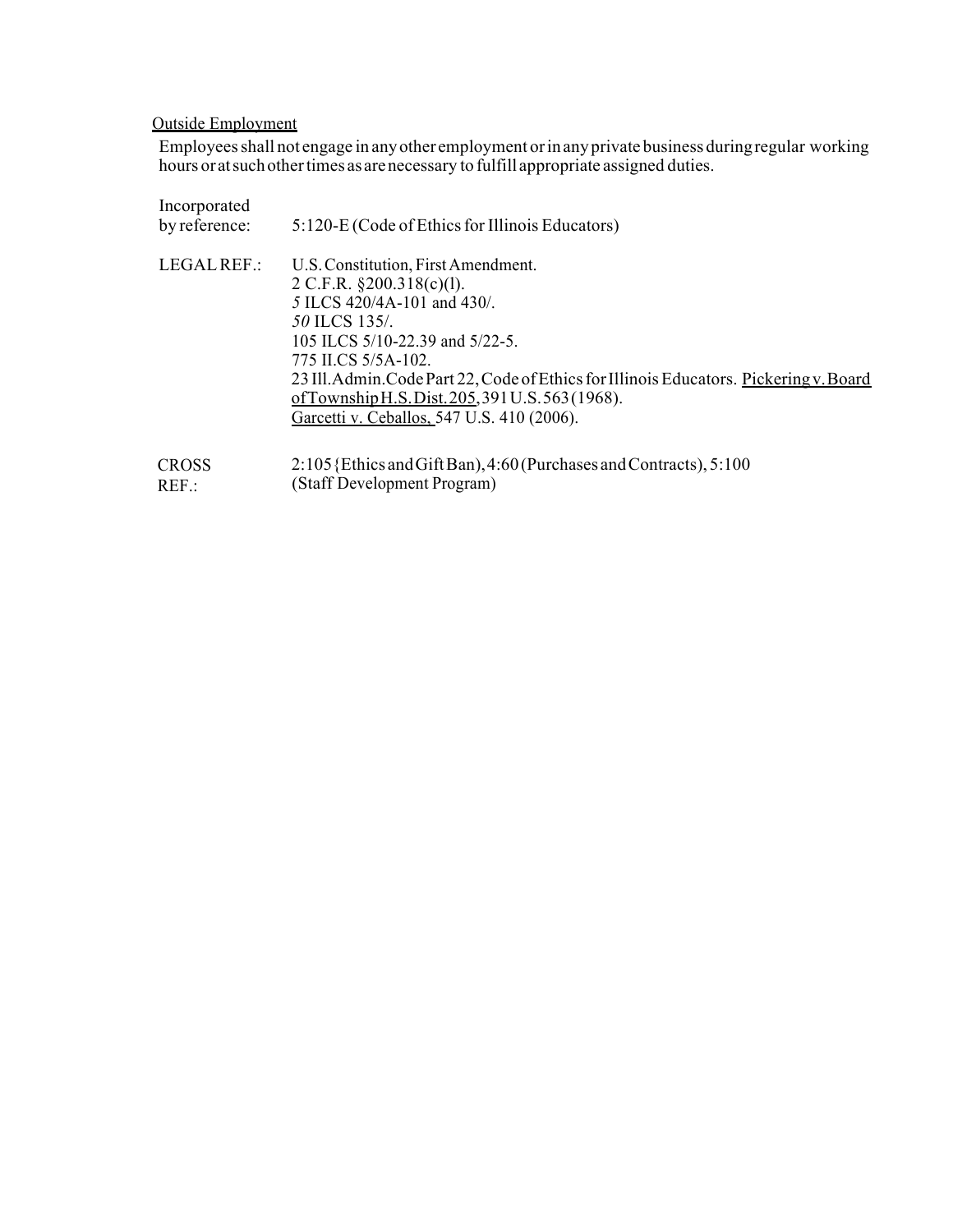Outside Employment

Employees shall not engage in any other employment or in any private business during regular working hours or at such other times as are necessary to fulfill appropriate assigned duties.

Incorporated by reference: 5:120-E (Code of Ethics for Illinois Educators)

LEGAL REF.: U.S. Constitution, First Amendment.
2 C.F.R. §200.318(c)(l).
*5* ILCS 420/4A-101 and 430/.
*50* ILCS 135/.
105 ILCS 5/10-22.39 and 5/22-5.
775 II.CS 5/5A-102.
23 Ill.Admin.Code Part 22, Code of Ethics for Illinois Educators. Pickering v. Board of Township H.S. Dist. 205, 391 U.S. 563 (1968).
Garcetti v. Ceballos, 547 U.S. 410 (2006).

CROSS REF.: 2:105 {Ethics and Gift Ban), 4:60 (Purchases and Contracts), 5:100 (Staff Development Program)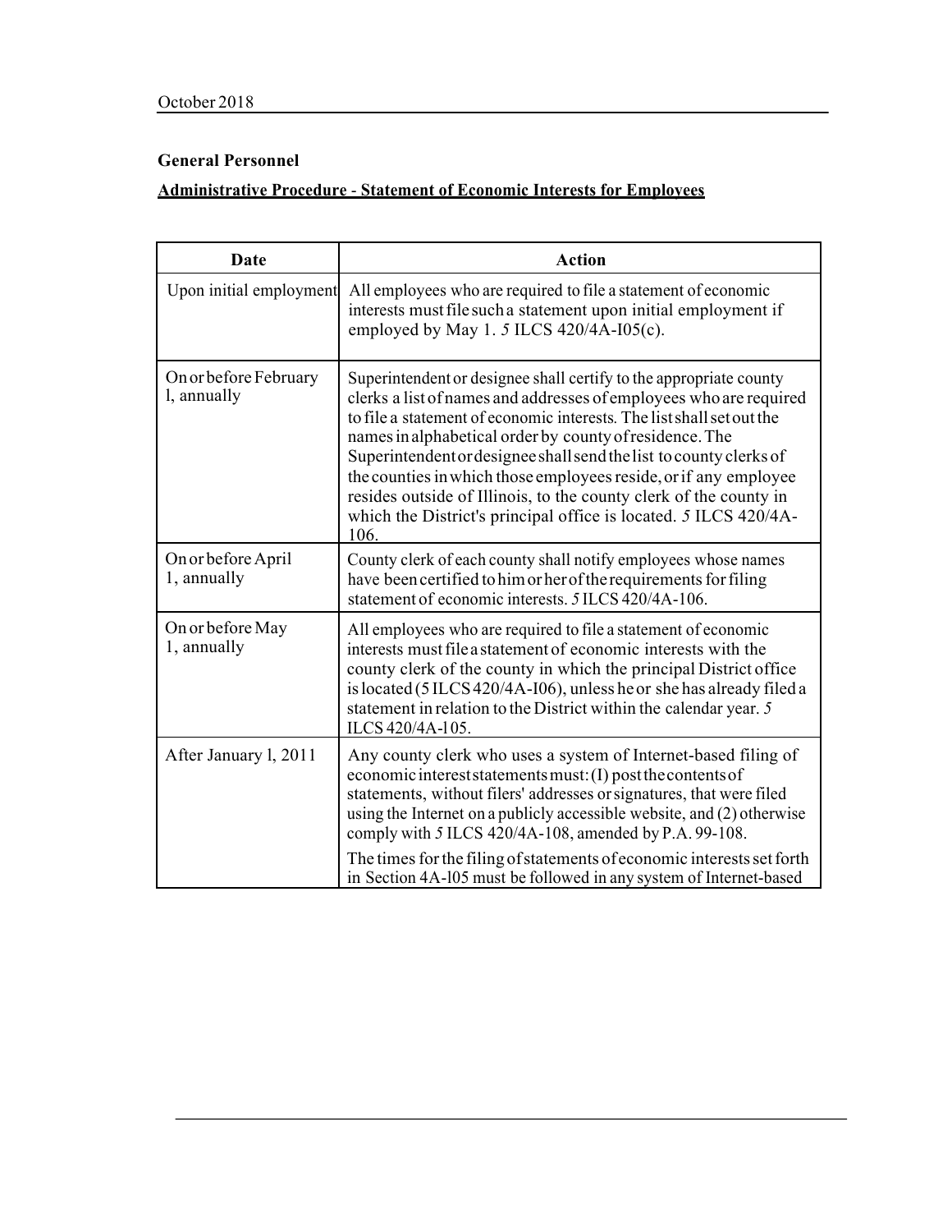October 2018

**General Personnel**

**Administrative Procedure - Statement of Economic Interests for Employees**

| Date | Action |
|---|---|
| Upon initial employment | All employees who are required to file a statement of economic interests must file such a statement upon initial employment if employed by May 1. *5* ILCS 420/4A-I05(c). |
| On or before February l, annually | Superintendent or designee shall certify to the appropriate county clerks a list of names and addresses of employees who are required to file a statement of economic interests. The list shall set out the names in alphabetical order by county of residence. The Superintendent or designee shall send the list to county clerks of the counties in which those employees reside, or if any employee resides outside of Illinois, to the county clerk of the county in which the District's principal office is located. *5* ILCS 420/4A-106. |
| On or before April 1, annually | County clerk of each county shall notify employees whose names have been certified to him or her of the requirements for filing statement of economic interests. *5* ILCS 420/4A-106. |
| On or before May 1, annually | All employees who are required to file a statement of economic interests must file a statement of economic interests with the county clerk of the county in which the principal District office is located (5 ILCS 420/4A-I06), unless he or she has already filed a statement in relation to the District within the calendar year. *5* ILCS 420/4A-l05. |
| After January l, 2011 | Any county clerk who uses a system of Internet-based filing of economic interest statements must: (I) post the contents of statements, without filers' addresses or signatures, that were filed using the Internet on a publicly accessible website, and (2) otherwise comply with *5* ILCS 420/4A-108, amended by P.A. 99-108. The times for the filing of statements of economic interests set forth in Section 4A-l05 must be followed in any system of Internet-based |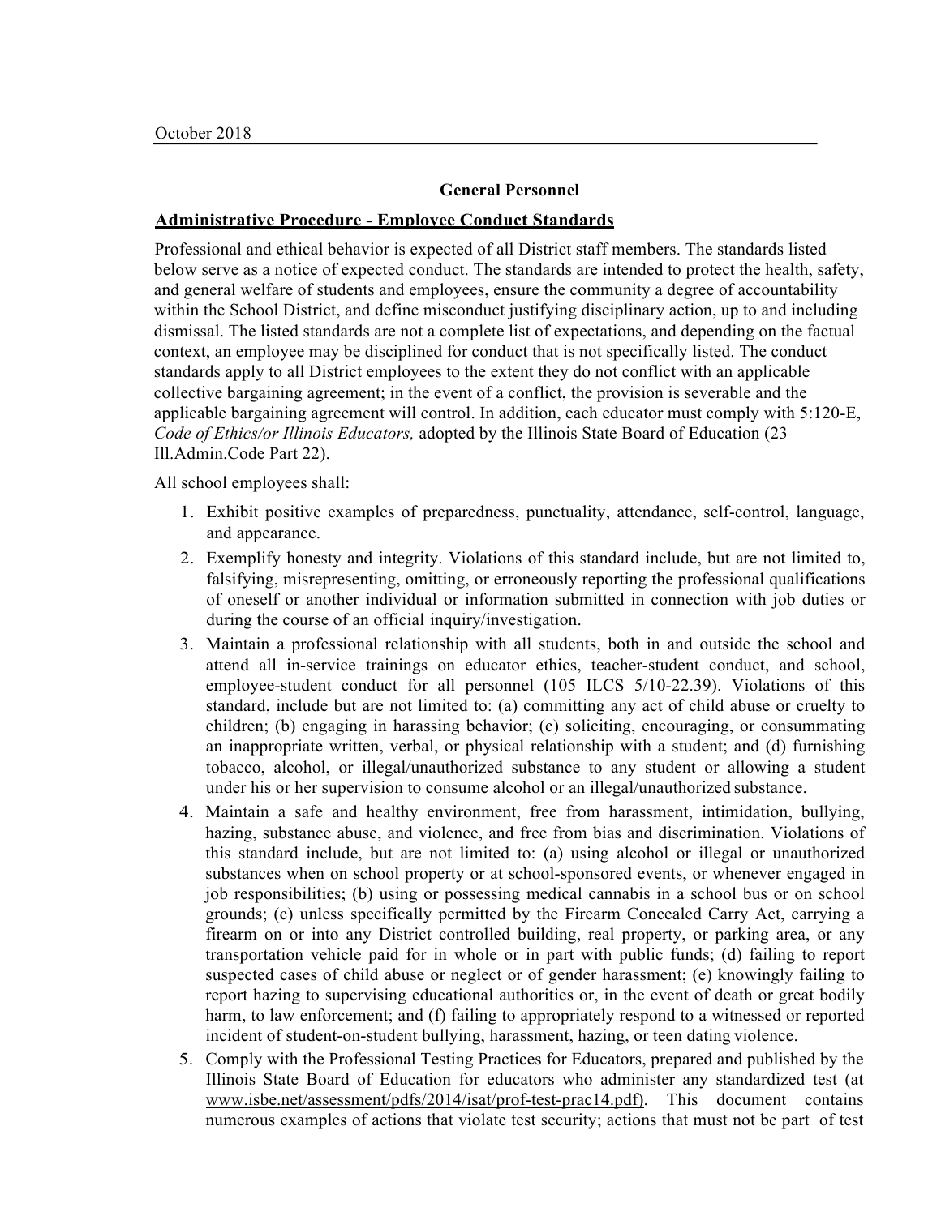October 2018

**General Personnel**

## Administrative Procedure - Employee Conduct Standards

Professional and ethical behavior is expected of all District staff members. The standards listed below serve as a notice of expected conduct. The standards are intended to protect the health, safety, and general welfare of students and employees, ensure the community a degree of accountability within the School District, and define misconduct justifying disciplinary action, up to and including dismissal. The listed standards are not a complete list of expectations, and depending on the factual context, an employee may be disciplined for conduct that is not specifically listed. The conduct standards apply to all District employees to the extent they do not conflict with an applicable collective bargaining agreement; in the event of a conflict, the provision is severable and the applicable bargaining agreement will control. In addition, each educator must comply with 5:120-E, *Code of Ethics/or Illinois Educators,* adopted by the Illinois State Board of Education (23 Ill.Admin.Code Part 22).

All school employees shall:

1. Exhibit positive examples of preparedness, punctuality, attendance, self-control, language, and appearance.
2. Exemplify honesty and integrity. Violations of this standard include, but are not limited to, falsifying, misrepresenting, omitting, or erroneously reporting the professional qualifications of oneself or another individual or information submitted in connection with job duties or during the course of an official inquiry/investigation.
3. Maintain a professional relationship with all students, both in and outside the school and attend all in-service trainings on educator ethics, teacher-student conduct, and school, employee-student conduct for all personnel (105 ILCS 5/10-22.39). Violations of this standard, include but are not limited to: (a) committing any act of child abuse or cruelty to children; (b) engaging in harassing behavior; (c) soliciting, encouraging, or consummating an inappropriate written, verbal, or physical relationship with a student; and (d) furnishing tobacco, alcohol, or illegal/unauthorized substance to any student or allowing a student under his or her supervision to consume alcohol or an illegal/unauthorized substance.
4. Maintain a safe and healthy environment, free from harassment, intimidation, bullying, hazing, substance abuse, and violence, and free from bias and discrimination. Violations of this standard include, but are not limited to: (a) using alcohol or illegal or unauthorized substances when on school property or at school-sponsored events, or whenever engaged in job responsibilities; (b) using or possessing medical cannabis in a school bus or on school grounds; (c) unless specifically permitted by the Firearm Concealed Carry Act, carrying a firearm on or into any District controlled building, real property, or parking area, or any transportation vehicle paid for in whole or in part with public funds; (d) failing to report suspected cases of child abuse or neglect or of gender harassment; (e) knowingly failing to report hazing to supervising educational authorities or, in the event of death or great bodily harm, to law enforcement; and (f) failing to appropriately respond to a witnessed or reported incident of student-on-student bullying, harassment, hazing, or teen dating violence.
5. Comply with the Professional Testing Practices for Educators, prepared and published by the Illinois State Board of Education for educators who administer any standardized test (at www.isbe.net/assessment/pdfs/2014/isat/prof-test-prac14.pdf). This document contains numerous examples of actions that violate test security; actions that must not be part of test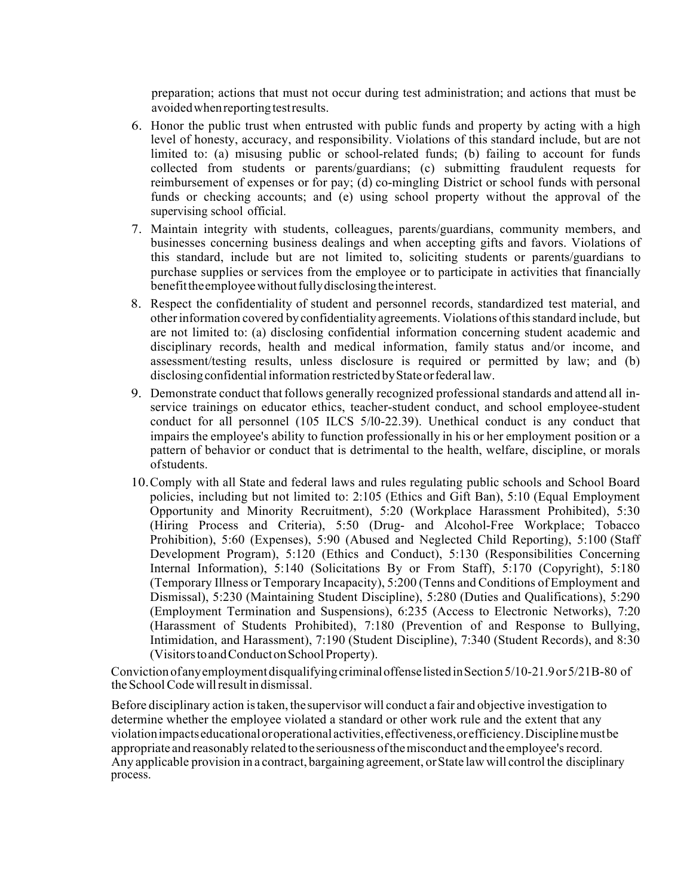preparation; actions that must not occur during test administration; and actions that must be avoided when reporting test results.

6. Honor the public trust when entrusted with public funds and property by acting with a high level of honesty, accuracy, and responsibility. Violations of this standard include, but are not limited to: (a) misusing public or school-related funds; (b) failing to account for funds collected from students or parents/guardians; (c) submitting fraudulent requests for reimbursement of expenses or for pay; (d) co-mingling District or school funds with personal funds or checking accounts; and (e) using school property without the approval of the supervising school official.
7. Maintain integrity with students, colleagues, parents/guardians, community members, and businesses concerning business dealings and when accepting gifts and favors. Violations of this standard, include but are not limited to, soliciting students or parents/guardians to purchase supplies or services from the employee or to participate in activities that financially benefit the employee without fully disclosing the interest.
8. Respect the confidentiality of student and personnel records, standardized test material, and other information covered by confidentiality agreements. Violations of this standard include, but are not limited to: (a) disclosing confidential information concerning student academic and disciplinary records, health and medical information, family status and/or income, and assessment/testing results, unless disclosure is required or permitted by law; and (b) disclosing confidential information restricted by State or federal law.
9. Demonstrate conduct that follows generally recognized professional standards and attend all in-service trainings on educator ethics, teacher-student conduct, and school employee-student conduct for all personnel (105 ILCS 5/l0-22.39). Unethical conduct is any conduct that impairs the employee's ability to function professionally in his or her employment position or a pattern of behavior or conduct that is detrimental to the health, welfare, discipline, or morals of students.
10. Comply with all State and federal laws and rules regulating public schools and School Board policies, including but not limited to: 2:105 (Ethics and Gift Ban), 5:10 (Equal Employment Opportunity and Minority Recruitment), 5:20 (Workplace Harassment Prohibited), 5:30 (Hiring Process and Criteria), 5:50 (Drug- and Alcohol-Free Workplace; Tobacco Prohibition), 5:60 (Expenses), 5:90 (Abused and Neglected Child Reporting), 5:100 (Staff Development Program), 5:120 (Ethics and Conduct), 5:130 (Responsibilities Concerning Internal Information), 5:140 (Solicitations By or From Staff), 5:170 (Copyright), 5:180 (Temporary Illness or Temporary Incapacity), 5:200 (Tenns and Conditions of Employment and Dismissal), 5:230 (Maintaining Student Discipline), 5:280 (Duties and Qualifications), 5:290 (Employment Termination and Suspensions), 6:235 (Access to Electronic Networks), 7:20 (Harassment of Students Prohibited), 7:180 (Prevention of and Response to Bullying, Intimidation, and Harassment), 7:190 (Student Discipline), 7:340 (Student Records), and 8:30 (Visitors to and Conduct on School Property).

Conviction of any employment disqualifying criminal offense listed in Section 5/10-21.9 or 5/21B-80 of the School Code will result in dismissal.

Before disciplinary action is taken, the supervisor will conduct a fair and objective investigation to determine whether the employee violated a standard or other work rule and the extent that any violation impacts educational or operational activities, effectiveness, or efficiency. Discipline must be appropriate and reasonably related to the seriousness of the misconduct and the employee's record. Any applicable provision in a contract, bargaining agreement, or State law will control the disciplinary process.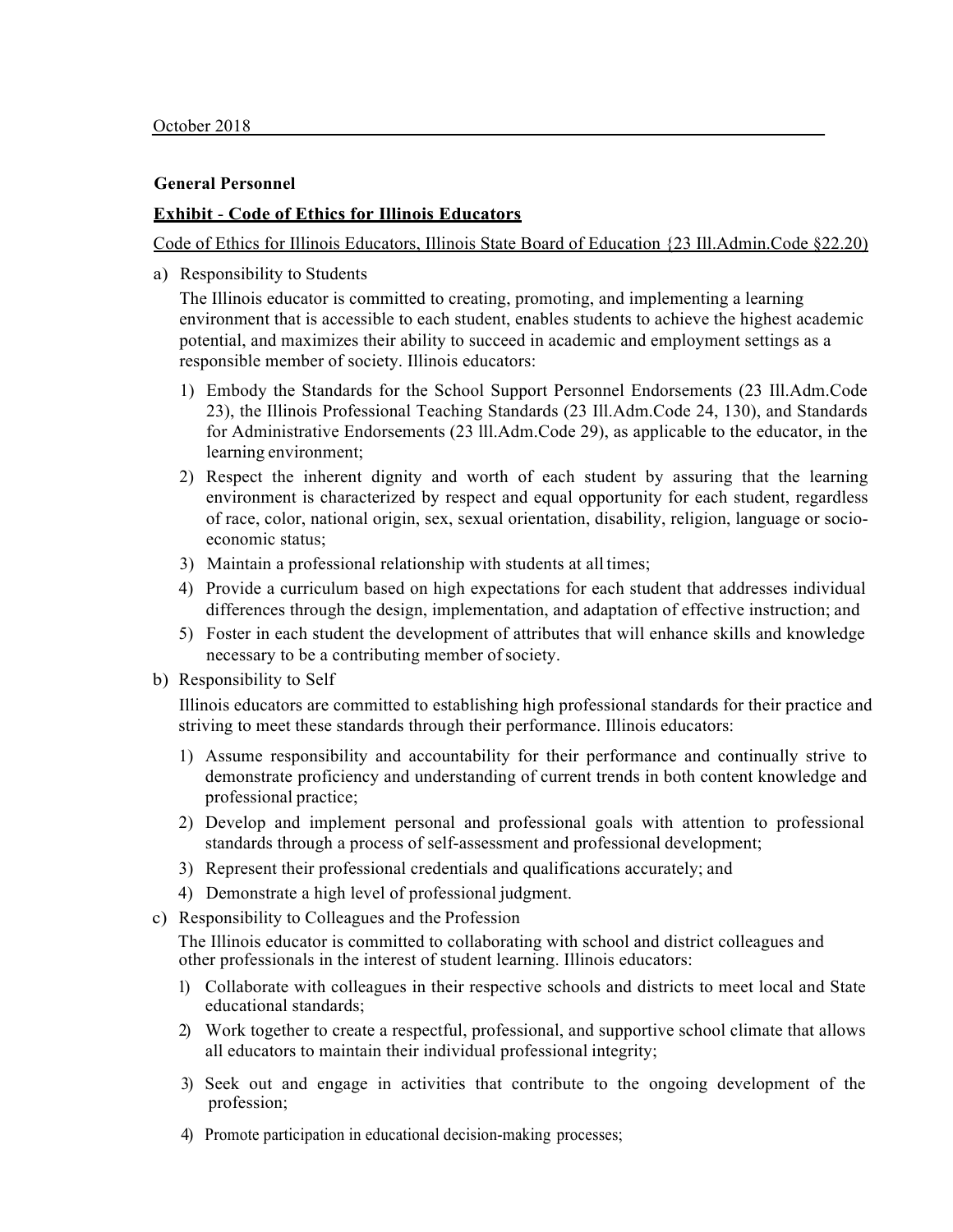October 2018

**General Personnel**

**Exhibit - Code of Ethics for Illinois Educators**

Code of Ethics for Illinois Educators, Illinois State Board of Education {23 Ill.Admin.Code §22.20)

a) Responsibility to Students

The Illinois educator is committed to creating, promoting, and implementing a learning environment that is accessible to each student, enables students to achieve the highest academic potential, and maximizes their ability to succeed in academic and employment settings as a responsible member of society. Illinois educators:

1) Embody the Standards for the School Support Personnel Endorsements (23 Ill.Adm.Code 23), the Illinois Professional Teaching Standards (23 Ill.Adm.Code 24, 130), and Standards for Administrative Endorsements (23 lll.Adm.Code 29), as applicable to the educator, in the learning environment;
2) Respect the inherent dignity and worth of each student by assuring that the learning environment is characterized by respect and equal opportunity for each student, regardless of race, color, national origin, sex, sexual orientation, disability, religion, language or socio-economic status;
3) Maintain a professional relationship with students at all times;
4) Provide a curriculum based on high expectations for each student that addresses individual differences through the design, implementation, and adaptation of effective instruction; and
5) Foster in each student the development of attributes that will enhance skills and knowledge necessary to be a contributing member of society.

b) Responsibility to Self

Illinois educators are committed to establishing high professional standards for their practice and striving to meet these standards through their performance. Illinois educators:

1) Assume responsibility and accountability for their performance and continually strive to demonstrate proficiency and understanding of current trends in both content knowledge and professional practice;
2) Develop and implement personal and professional goals with attention to professional standards through a process of self-assessment and professional development;
3) Represent their professional credentials and qualifications accurately; and
4) Demonstrate a high level of professional judgment.

c) Responsibility to Colleagues and the Profession

The Illinois educator is committed to collaborating with school and district colleagues and other professionals in the interest of student learning. Illinois educators:

1) Collaborate with colleagues in their respective schools and districts to meet local and State educational standards;
2) Work together to create a respectful, professional, and supportive school climate that allows all educators to maintain their individual professional integrity;
3) Seek out and engage in activities that contribute to the ongoing development of the profession;
4) Promote participation in educational decision-making processes;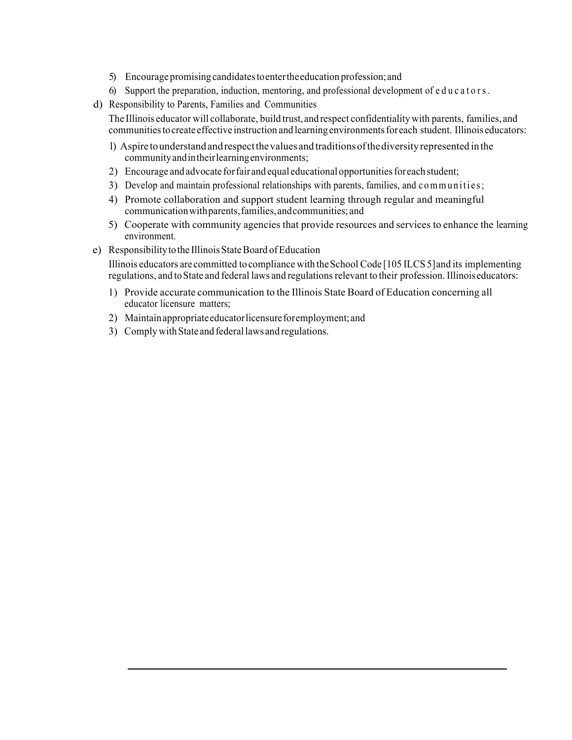5) Encourage promising candidates to enter the education profession; and
6) Support the preparation, induction, mentoring, and professional development of educators.

d) Responsibility to Parents, Families and Communities

The Illinois educator will collaborate, build trust, and respect confidentiality with parents, families, and communities to create effective instruction and learning environments for each student. Illinois educators:

1) Aspire to understand and respect the values and traditions of the diversity represented in the community and in their learning environments;
2) Encourage and advocate for fair and equal educational opportunities for each student;
3) Develop and maintain professional relationships with parents, families, and communities;
4) Promote collaboration and support student learning through regular and meaningful communication with parents, families, and communities; and
5) Cooperate with community agencies that provide resources and services to enhance the learning environment.

e) Responsibility to the Illinois State Board of Education

Illinois educators are committed to compliance with the School Code [105 ILCS 5] and its implementing regulations, and to State and federal laws and regulations relevant to their profession. Illinois educators:

1) Provide accurate communication to the Illinois State Board of Education concerning all educator licensure matters;
2) Maintain appropriate educator licensure for employment; and
3) Comply with State and federal laws and regulations.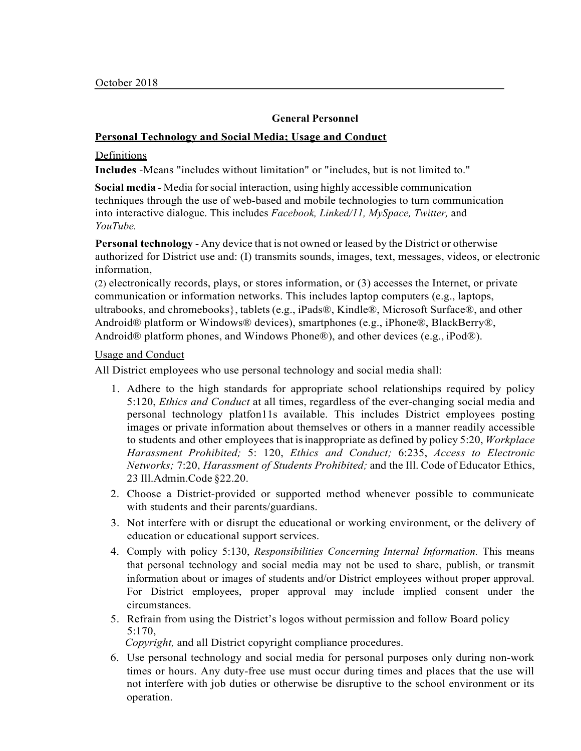October 2018

**General Personnel**

**Personal Technology and Social Media; Usage and Conduct**

Definitions

**Includes** -Means "includes without limitation" or "includes, but is not limited to."

**Social media** - Media for social interaction, using highly accessible communication techniques through the use of web-based and mobile technologies to turn communication into interactive dialogue. This includes *Facebook, Linked/11, MySpace, Twitter,* and *YouTube.*

**Personal technology** - Any device that is not owned or leased by the District or otherwise authorized for District use and: (I) transmits sounds, images, text, messages, videos, or electronic information,
(2) electronically records, plays, or stores information, or (3) accesses the Internet, or private communication or information networks. This includes laptop computers (e.g., laptops, ultrabooks, and chromebooks}, tablets (e.g., iPads®, Kindle®, Microsoft Surface®, and other Android® platform or Windows® devices), smartphones (e.g., iPhone®, BlackBerry®, Android® platform phones, and Windows Phone®), and other devices (e.g., iPod®).

Usage and Conduct

All District employees who use personal technology and social media shall:

1. Adhere to the high standards for appropriate school relationships required by policy 5:120, *Ethics and Conduct* at all times, regardless of the ever-changing social media and personal technology platfon11s available. This includes District employees posting images or private information about themselves or others in a manner readily accessible to students and other employees that is inappropriate as defined by policy 5:20, *Workplace Harassment Prohibited;* 5: 120, *Ethics and Conduct;* 6:235, *Access to Electronic Networks;* 7:20, *Harassment of Students Prohibited;* and the Ill. Code of Educator Ethics, 23 Ill.Admin.Code §22.20.
2. Choose a District-provided or supported method whenever possible to communicate with students and their parents/guardians.
3. Not interfere with or disrupt the educational or working environment, or the delivery of education or educational support services.
4. Comply with policy 5:130, *Responsibilities Concerning Internal Information.* This means that personal technology and social media may not be used to share, publish, or transmit information about or images of students and/or District employees without proper approval. For District employees, proper approval may include implied consent under the circumstances.
5. Refrain from using the District's logos without permission and follow Board policy 5:170, *Copyright,* and all District copyright compliance procedures.
6. Use personal technology and social media for personal purposes only during non-work times or hours. Any duty-free use must occur during times and places that the use will not interfere with job duties or otherwise be disruptive to the school environment or its operation.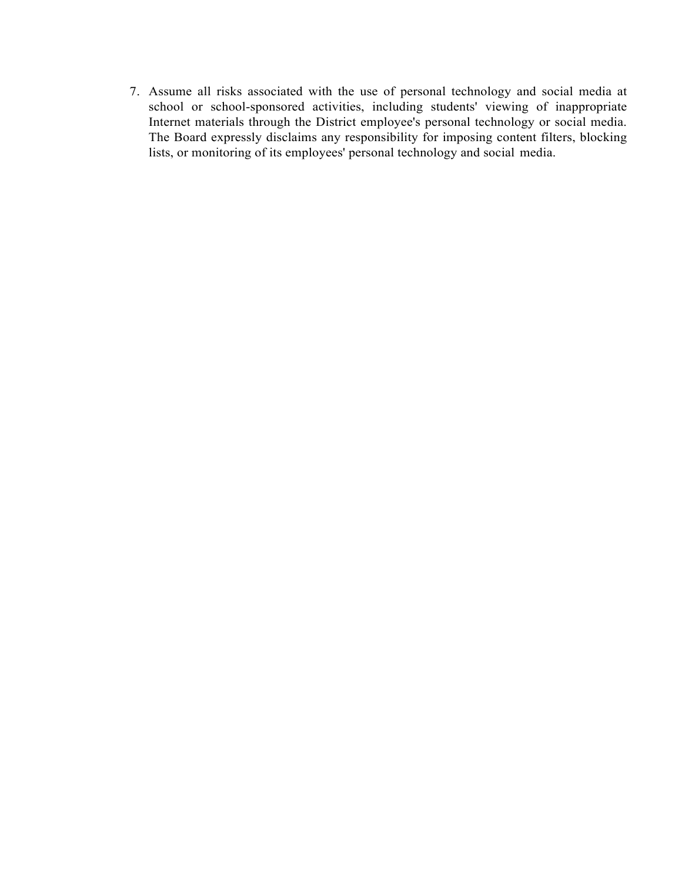7. Assume all risks associated with the use of personal technology and social media at school or school-sponsored activities, including students' viewing of inappropriate Internet materials through the District employee's personal technology or social media. The Board expressly disclaims any responsibility for imposing content filters, blocking lists, or monitoring of its employees' personal technology and social media.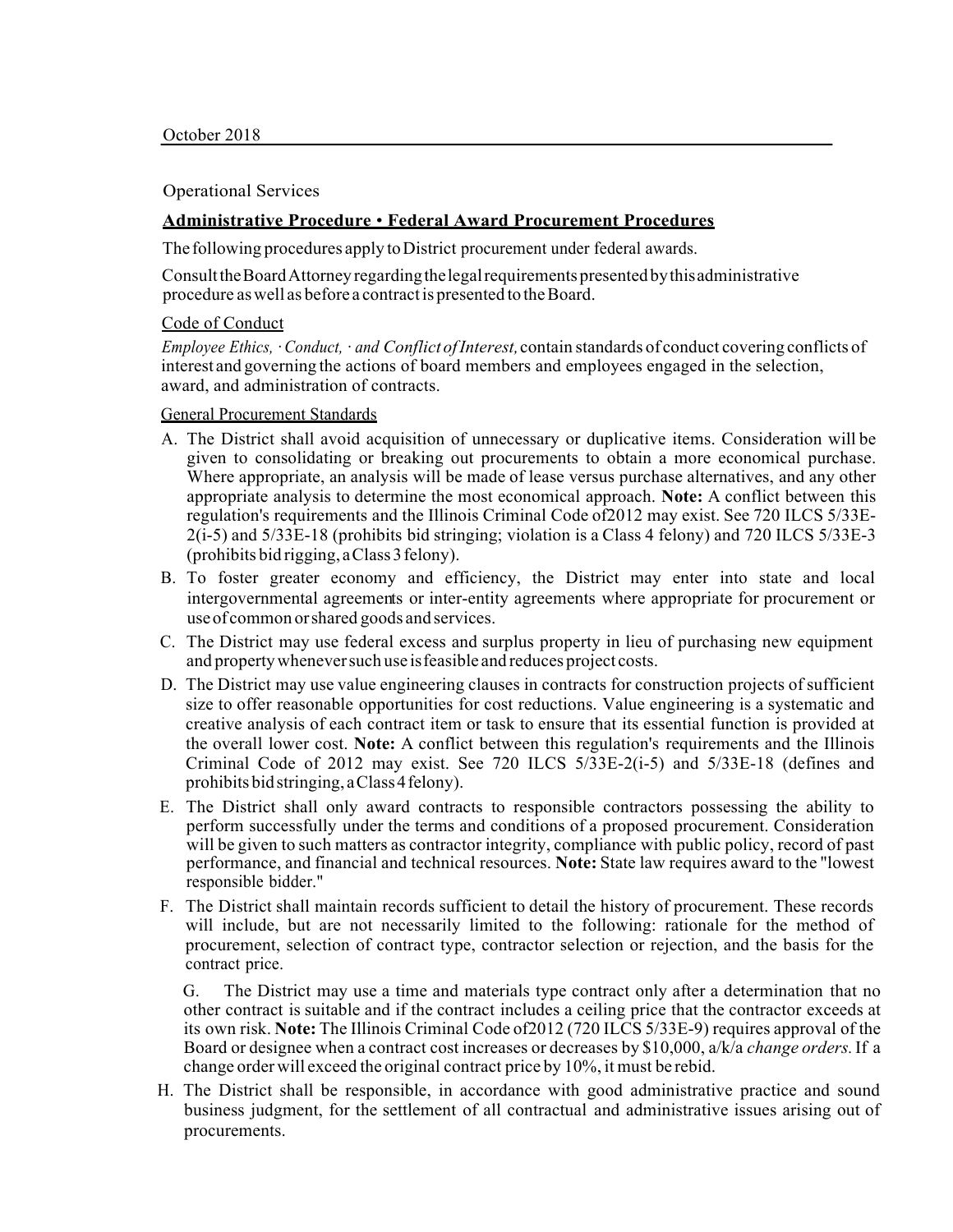October 2018

Operational Services

**Administrative Procedure • Federal Award Procurement Procedures**

The following procedures apply to District procurement under federal awards.

Consult the Board Attorney regarding the legal requirements presented by this administrative procedure as well as before a contract is presented to the Board.

Code of Conduct

*Employee Ethics, · Conduct, · and Conflict of Interest,* contain standards of conduct covering conflicts of interest and governing the actions of board members and employees engaged in the selection, award, and administration of contracts.

General Procurement Standards

A. The District shall avoid acquisition of unnecessary or duplicative items. Consideration will be given to consolidating or breaking out procurements to obtain a more economical purchase. Where appropriate, an analysis will be made of lease versus purchase alternatives, and any other appropriate analysis to determine the most economical approach. **Note:** A conflict between this regulation's requirements and the Illinois Criminal Code of2012 may exist. See 720 ILCS 5/33E-2(i-5) and 5/33E-18 (prohibits bid stringing; violation is a Class 4 felony) and 720 ILCS 5/33E-3 (prohibits bid rigging, a Class 3 felony).

B. To foster greater economy and efficiency, the District may enter into state and local intergovernmental agreements or inter-entity agreements where appropriate for procurement or use of common or shared goods and services.

C. The District may use federal excess and surplus property in lieu of purchasing new equipment and property whenever such use is feasible and reduces project costs.

D. The District may use value engineering clauses in contracts for construction projects of sufficient size to offer reasonable opportunities for cost reductions. Value engineering is a systematic and creative analysis of each contract item or task to ensure that its essential function is provided at the overall lower cost. **Note:** A conflict between this regulation's requirements and the Illinois Criminal Code of 2012 may exist. See 720 ILCS 5/33E-2(i-5) and 5/33E-18 (defines and prohibits bid stringing, a Class 4 felony).

E. The District shall only award contracts to responsible contractors possessing the ability to perform successfully under the terms and conditions of a proposed procurement. Consideration will be given to such matters as contractor integrity, compliance with public policy, record of past performance, and financial and technical resources. **Note:** State law requires award to the "lowest responsible bidder."

F. The District shall maintain records sufficient to detail the history of procurement. These records will include, but are not necessarily limited to the following: rationale for the method of procurement, selection of contract type, contractor selection or rejection, and the basis for the contract price.

G. The District may use a time and materials type contract only after a determination that no other contract is suitable and if the contract includes a ceiling price that the contractor exceeds at its own risk. **Note:** The Illinois Criminal Code of2012 (720 ILCS 5/33E-9) requires approval of the Board or designee when a contract cost increases or decreases by $10,000, a/k/a *change orders.* If a change order will exceed the original contract price by 10%, it must be rebid.

H. The District shall be responsible, in accordance with good administrative practice and sound business judgment, for the settlement of all contractual and administrative issues arising out of procurements.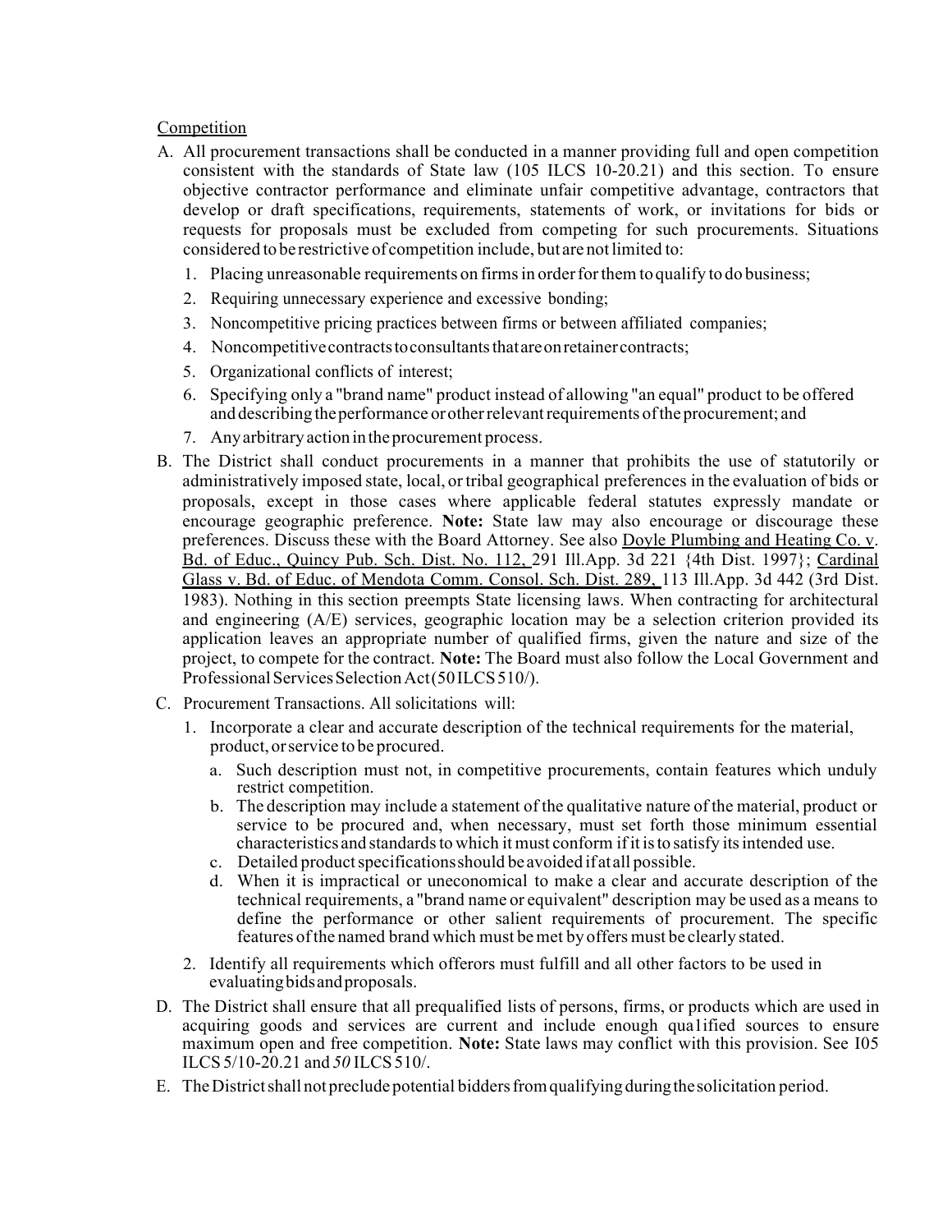<u>Competition</u>

A. All procurement transactions shall be conducted in a manner providing full and open competition consistent with the standards of State law (105 ILCS 10-20.21) and this section. To ensure objective contractor performance and eliminate unfair competitive advantage, contractors that develop or draft specifications, requirements, statements of work, or invitations for bids or requests for proposals must be excluded from competing for such procurements. Situations considered to be restrictive of competition include, but are not limited to:
   1. Placing unreasonable requirements on firms in order for them to qualify to do business;
   2. Requiring unnecessary experience and excessive bonding;
   3. Noncompetitive pricing practices between firms or between affiliated companies;
   4. Noncompetitive contracts to consultants that are on retainer contracts;
   5. Organizational conflicts of interest;
   6. Specifying only a "brand name" product instead of allowing "an equal" product to be offered and describing the performance or other relevant requirements of the procurement; and
   7. Any arbitrary action in the procurement process.

B. The District shall conduct procurements in a manner that prohibits the use of statutorily or administratively imposed state, local, or tribal geographical preferences in the evaluation of bids or proposals, except in those cases where applicable federal statutes expressly mandate or encourage geographic preference. **Note:** State law may also encourage or discourage these preferences. Discuss these with the Board Attorney. See also <u>Doyle Plumbing and Heating Co. v. Bd. of Educ., Quincy Pub. Sch. Dist. No. 112,</u> 291 Ill.App. 3d 221 {4th Dist. 1997}; <u>Cardinal Glass v. Bd. of Educ. of Mendota Comm. Consol. Sch. Dist. 289,</u> 113 Ill.App. 3d 442 (3rd Dist. 1983). Nothing in this section preempts State licensing laws. When contracting for architectural and engineering (A/E) services, geographic location may be a selection criterion provided its application leaves an appropriate number of qualified firms, given the nature and size of the project, to compete for the contract. **Note:** The Board must also follow the Local Government and Professional Services Selection Act (50 ILCS 510/).

C. Procurement Transactions. All solicitations will:
   1. Incorporate a clear and accurate description of the technical requirements for the material, product, or service to be procured.
      a. Such description must not, in competitive procurements, contain features which unduly restrict competition.
      b. The description may include a statement of the qualitative nature of the material, product or service to be procured and, when necessary, must set forth those minimum essential characteristics and standards to which it must conform if it is to satisfy its intended use.
      c. Detailed product specifications should be avoided if at all possible.
      d. When it is impractical or uneconomical to make a clear and accurate description of the technical requirements, a "brand name or equivalent" description may be used as a means to define the performance or other salient requirements of procurement. The specific features of the named brand which must be met by offers must be clearly stated.
   2. Identify all requirements which offerors must fulfill and all other factors to be used in evaluating bids and proposals.

D. The District shall ensure that all prequalified lists of persons, firms, or products which are used in acquiring goods and services are current and include enough qualified sources to ensure maximum open and free competition. **Note:** State laws may conflict with this provision. See 105 ILCS 5/10-20.21 and *50* ILCS 510/.

E. The District shall not preclude potential bidders from qualifying during the solicitation period.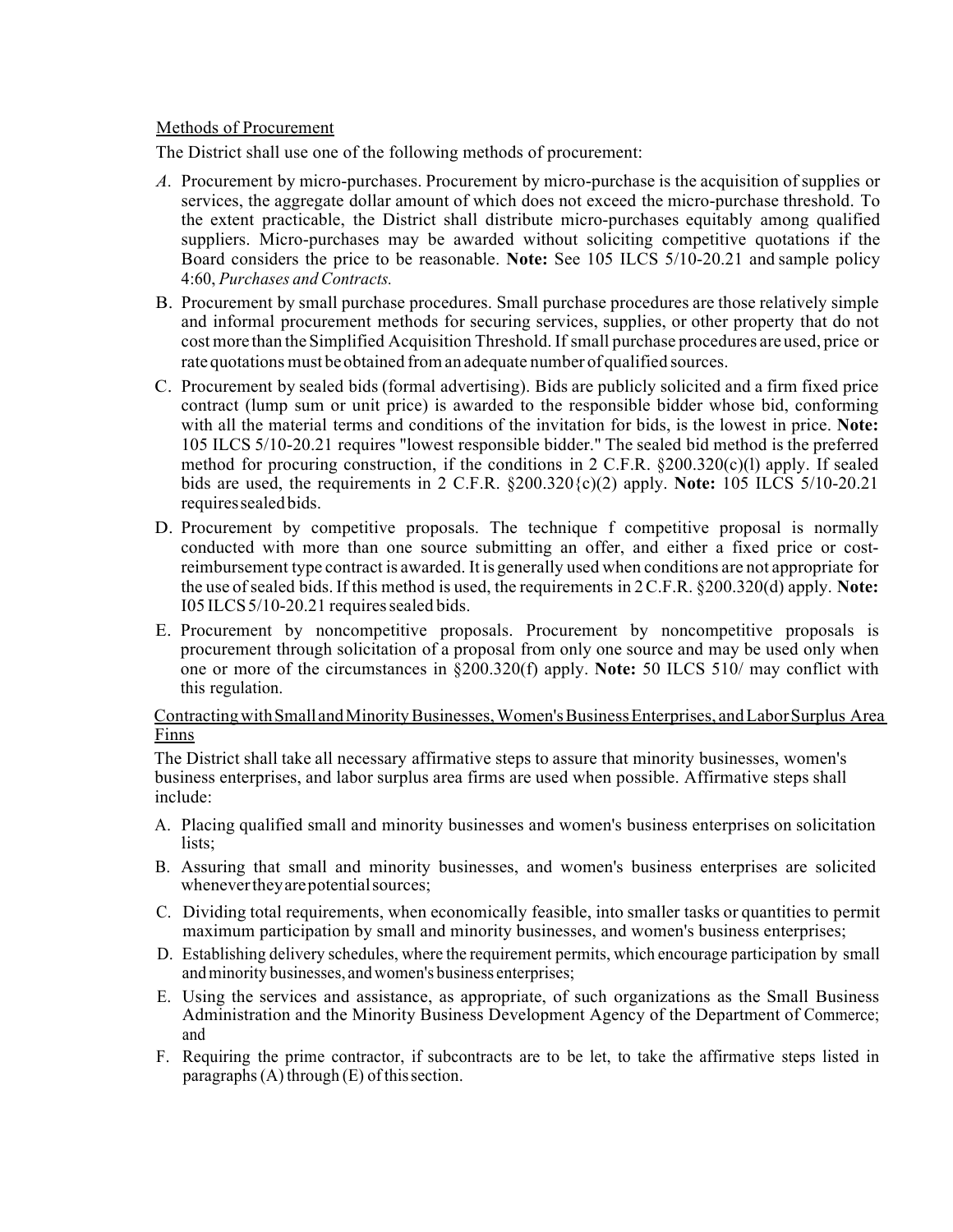Methods of Procurement

The District shall use one of the following methods of procurement:

*A.* Procurement by micro-purchases. Procurement by micro-purchase is the acquisition of supplies or services, the aggregate dollar amount of which does not exceed the micro-purchase threshold. To the extent practicable, the District shall distribute micro-purchases equitably among qualified suppliers. Micro-purchases may be awarded without soliciting competitive quotations if the Board considers the price to be reasonable. **Note:** See 105 ILCS 5/10-20.21 and sample policy 4:60, *Purchases and Contracts.*

B. Procurement by small purchase procedures. Small purchase procedures are those relatively simple and informal procurement methods for securing services, supplies, or other property that do not cost more than the Simplified Acquisition Threshold. If small purchase procedures are used, price or rate quotations must be obtained from an adequate number of qualified sources.

C. Procurement by sealed bids (formal advertising). Bids are publicly solicited and a firm fixed price contract (lump sum or unit price) is awarded to the responsible bidder whose bid, conforming with all the material terms and conditions of the invitation for bids, is the lowest in price. **Note:** 105 ILCS 5/10-20.21 requires "lowest responsible bidder." The sealed bid method is the preferred method for procuring construction, if the conditions in 2 C.F.R. §200.320(c)(l) apply. If sealed bids are used, the requirements in 2 C.F.R. §200.320{c)(2) apply. **Note:** 105 ILCS 5/10-20.21 requires sealed bids.

D. Procurement by competitive proposals. The technique f competitive proposal is normally conducted with more than one source submitting an offer, and either a fixed price or cost-reimbursement type contract is awarded. It is generally used when conditions are not appropriate for the use of sealed bids. If this method is used, the requirements in 2 C.F.R. §200.320(d) apply. **Note:** I05 ILCS 5/10-20.21 requires sealed bids.

E. Procurement by noncompetitive proposals. Procurement by noncompetitive proposals is procurement through solicitation of a proposal from only one source and may be used only when one or more of the circumstances in §200.320(f) apply. **Note:** 50 ILCS 510/ may conflict with this regulation.

Contracting with Small and Minority Businesses, Women's Business Enterprises, and Labor Surplus Area Finns

The District shall take all necessary affirmative steps to assure that minority businesses, women's business enterprises, and labor surplus area firms are used when possible. Affirmative steps shall include:

A. Placing qualified small and minority businesses and women's business enterprises on solicitation lists;

B. Assuring that small and minority businesses, and women's business enterprises are solicited whenever they are potential sources;

C. Dividing total requirements, when economically feasible, into smaller tasks or quantities to permit maximum participation by small and minority businesses, and women's business enterprises;

D. Establishing delivery schedules, where the requirement permits, which encourage participation by small and minority businesses, and women's business enterprises;

E. Using the services and assistance, as appropriate, of such organizations as the Small Business Administration and the Minority Business Development Agency of the Department of Commerce; and

F. Requiring the prime contractor, if subcontracts are to be let, to take the affirmative steps listed in paragraphs (A) through (E) of this section.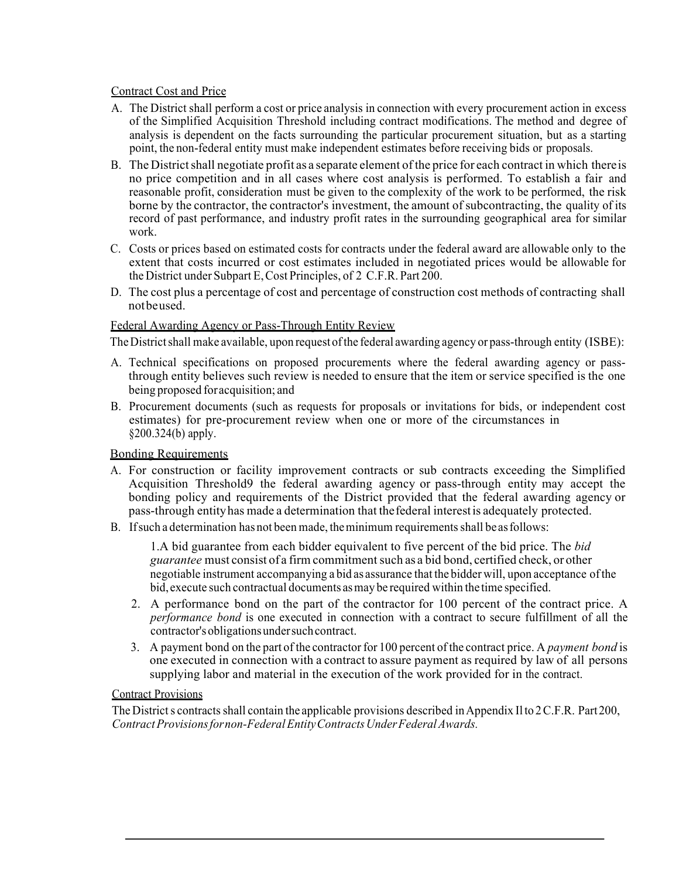Contract Cost and Price

A. The District shall perform a cost or price analysis in connection with every procurement action in excess of the Simplified Acquisition Threshold including contract modifications. The method and degree of analysis is dependent on the facts surrounding the particular procurement situation, but as a starting point, the non-federal entity must make independent estimates before receiving bids or proposals.
B. The District shall negotiate profit as a separate element of the price for each contract in which there is no price competition and in all cases where cost analysis is performed. To establish a fair and reasonable profit, consideration must be given to the complexity of the work to be performed, the risk borne by the contractor, the contractor's investment, the amount of subcontracting, the quality of its record of past performance, and industry profit rates in the surrounding geographical area for similar work.
C. Costs or prices based on estimated costs for contracts under the federal award are allowable only to the extent that costs incurred or cost estimates included in negotiated prices would be allowable for the District under Subpart E, Cost Principles, of 2 C.F.R. Part 200.
D. The cost plus a percentage of cost and percentage of construction cost methods of contracting shall not be used.

Federal Awarding Agency or Pass-Through Entity Review

The District shall make available, upon request of the federal awarding agency or pass-through entity (ISBE):

A. Technical specifications on proposed procurements where the federal awarding agency or pass-through entity believes such review is needed to ensure that the item or service specified is the one being proposed for acquisition; and
B. Procurement documents (such as requests for proposals or invitations for bids, or independent cost estimates) for pre-procurement review when one or more of the circumstances in §200.324(b) apply.

Bonding Requirements

A. For construction or facility improvement contracts or sub contracts exceeding the Simplified Acquisition Threshold9 the federal awarding agency or pass-through entity may accept the bonding policy and requirements of the District provided that the federal awarding agency or pass-through entity has made a determination that the federal interest is adequately protected.
B. If such a determination has not been made, the minimum requirements shall be as follows:
   1. A bid guarantee from each bidder equivalent to five percent of the bid price. The *bid guarantee* must consist of a firm commitment such as a bid bond, certified check, or other negotiable instrument accompanying a bid as assurance that the bidder will, upon acceptance of the bid, execute such contractual documents as may be required within the time specified.
   2. A performance bond on the part of the contractor for 100 percent of the contract price. A *performance bond* is one executed in connection with a contract to secure fulfillment of all the contractor's obligations under such contract.
   3. A payment bond on the part of the contractor for 100 percent of the contract price. A *payment bond* is one executed in connection with a contract to assure payment as required by law of all persons supplying labor and material in the execution of the work provided for in the contract.

Contract Provisions

The District s contracts shall contain the applicable provisions described in Appendix Il to 2 C.F.R. Part 200, *Contract Provisions for non-Federal Entity Contracts Under Federal Awards.*